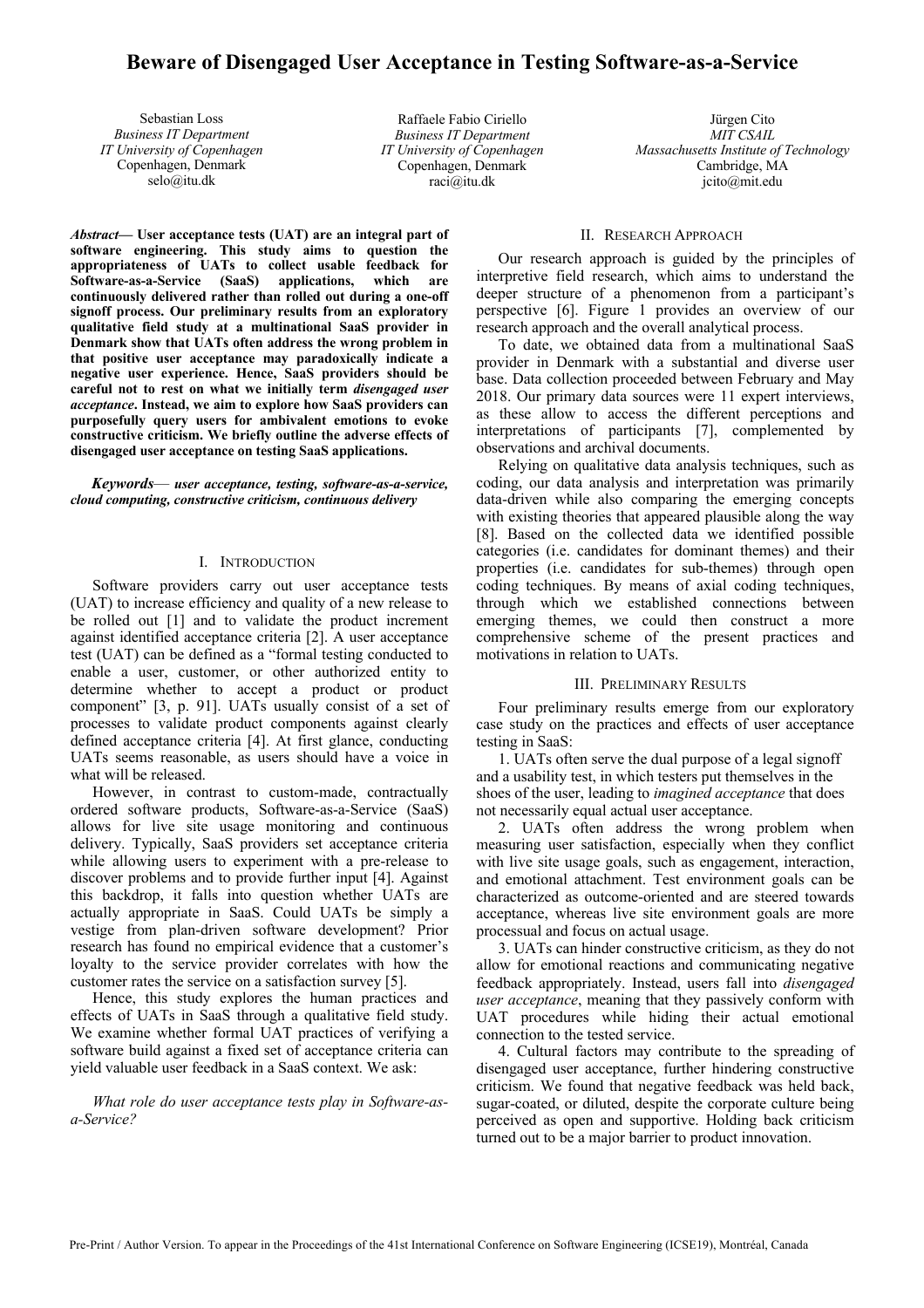# Beware of Disengaged User Acceptance in Testing Software-as-a-Service

Sebastian Loss
*Business IT Department*
*IT University of Copenhagen*
Copenhagen, Denmark
selo@itu.dk

Raffaele Fabio Ciriello
*Business IT Department*
*IT University of Copenhagen*
Copenhagen, Denmark
raci@itu.dk

Jürgen Cito
*MIT CSAIL*
*Massachusetts Institute of Technology*
Cambridge, MA
jcito@mit.edu

***Abstract*— User acceptance tests (UAT) are an integral part of software engineering. This study aims to question the appropriateness of UATs to collect usable feedback for Software-as-a-Service (SaaS) applications, which are continuously delivered rather than rolled out during a one-off signoff process. Our preliminary results from an exploratory qualitative field study at a multinational SaaS provider in Denmark show that UATs often address the wrong problem in that positive user acceptance may paradoxically indicate a negative user experience. Hence, SaaS providers should be careful not to rest on what we initially term *disengaged user acceptance*. Instead, we aim to explore how SaaS providers can purposefully query users for ambivalent emotions to evoke constructive criticism. We briefly outline the adverse effects of disengaged user acceptance on testing SaaS applications.**

***Keywords*— *user acceptance, testing, software-as-a-service, cloud computing, constructive criticism, continuous delivery***

## I. Introduction

Software providers carry out user acceptance tests (UAT) to increase efficiency and quality of a new release to be rolled out [1] and to validate the product increment against identified acceptance criteria [2]. A user acceptance test (UAT) can be defined as a "formal testing conducted to enable a user, customer, or other authorized entity to determine whether to accept a product or product component" [3, p. 91]. UATs usually consist of a set of processes to validate product components against clearly defined acceptance criteria [4]. At first glance, conducting UATs seems reasonable, as users should have a voice in what will be released.

However, in contrast to custom-made, contractually ordered software products, Software-as-a-Service (SaaS) allows for live site usage monitoring and continuous delivery. Typically, SaaS providers set acceptance criteria while allowing users to experiment with a pre-release to discover problems and to provide further input [4]. Against this backdrop, it falls into question whether UATs are actually appropriate in SaaS. Could UATs be simply a vestige from plan-driven software development? Prior research has found no empirical evidence that a customer's loyalty to the service provider correlates with how the customer rates the service on a satisfaction survey [5].

Hence, this study explores the human practices and effects of UATs in SaaS through a qualitative field study. We examine whether formal UAT practices of verifying a software build against a fixed set of acceptance criteria can yield valuable user feedback in a SaaS context. We ask:

*What role do user acceptance tests play in Software-as-a-Service?*

## II. Research Approach

Our research approach is guided by the principles of interpretive field research, which aims to understand the deeper structure of a phenomenon from a participant's perspective [6]. Figure 1 provides an overview of our research approach and the overall analytical process.

To date, we obtained data from a multinational SaaS provider in Denmark with a substantial and diverse user base. Data collection proceeded between February and May 2018. Our primary data sources were 11 expert interviews, as these allow to access the different perceptions and interpretations of participants [7], complemented by observations and archival documents.

Relying on qualitative data analysis techniques, such as coding, our data analysis and interpretation was primarily data-driven while also comparing the emerging concepts with existing theories that appeared plausible along the way [8]. Based on the collected data we identified possible categories (i.e. candidates for dominant themes) and their properties (i.e. candidates for sub-themes) through open coding techniques. By means of axial coding techniques, through which we established connections between emerging themes, we could then construct a more comprehensive scheme of the present practices and motivations in relation to UATs.

## III. Preliminary Results

Four preliminary results emerge from our exploratory case study on the practices and effects of user acceptance testing in SaaS:

1. UATs often serve the dual purpose of a legal signoff and a usability test, in which testers put themselves in the shoes of the user, leading to *imagined acceptance* that does not necessarily equal actual user acceptance.

2. UATs often address the wrong problem when measuring user satisfaction, especially when they conflict with live site usage goals, such as engagement, interaction, and emotional attachment. Test environment goals can be characterized as outcome-oriented and are steered towards acceptance, whereas live site environment goals are more processual and focus on actual usage.

3. UATs can hinder constructive criticism, as they do not allow for emotional reactions and communicating negative feedback appropriately. Instead, users fall into *disengaged user acceptance*, meaning that they passively conform with UAT procedures while hiding their actual emotional connection to the tested service.

4. Cultural factors may contribute to the spreading of disengaged user acceptance, further hindering constructive criticism. We found that negative feedback was held back, sugar-coated, or diluted, despite the corporate culture being perceived as open and supportive. Holding back criticism turned out to be a major barrier to product innovation.

Pre-Print / Author Version. To appear in the Proceedings of the 41st International Conference on Software Engineering (ICSE19), Montréal, Canada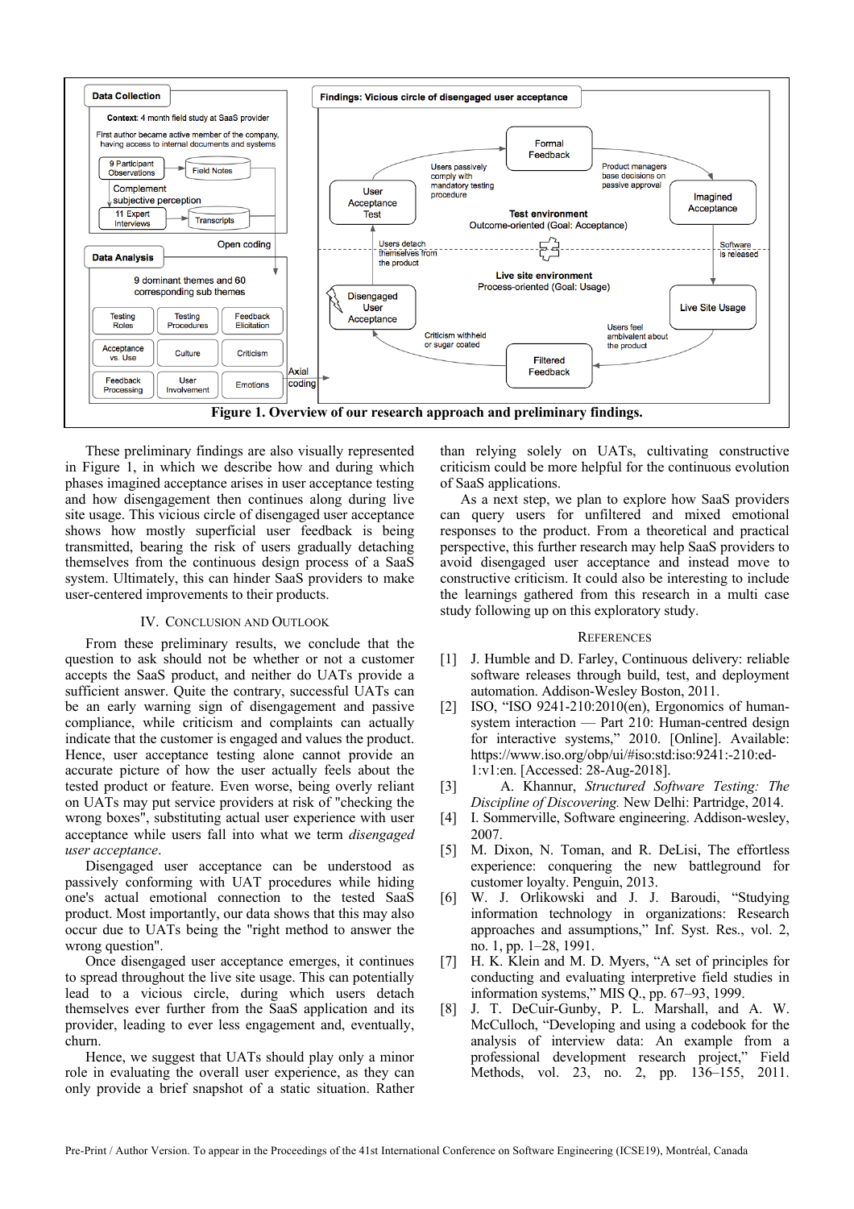Data Collection

Context: 4 month field study at SaaS provider

First author became active member of the company, having access to internal documents and systems

9 Participant Observations

Field Notes

Complement subjective perception

11 Expert Interviews

Transcripts

Open coding

Data Analysis

9 dominant themes and 60 corresponding sub themes

Testing Roles

Testing Procedures

Feedback Elicitation

Acceptance vs. Use

Culture

Criticism

Feedback Processing

User Involvement

Emotions

Axial coding

Findings: Vicious circle of disengaged user acceptance

Formal Feedback

Users passively comply with mandatory testing procedure

Product managers base decisions on passive approval

User Acceptance Test

Imagined Acceptance

Test environment

Outcome-oriented (Goal: Acceptance)

Users detach themselves from the product

Software is released

Live site environment

Process-oriented (Goal: Usage)

Disengaged User Acceptance

Live Site Usage

Criticism withheld or sugar coated

Users feel ambivalent about the product

Filtered Feedback

**Figure 1. Overview of our research approach and preliminary findings.**

These preliminary findings are also visually represented in Figure 1, in which we describe how and during which phases imagined acceptance arises in user acceptance testing and how disengagement then continues along during live site usage. This vicious circle of disengaged user acceptance shows how mostly superficial user feedback is being transmitted, bearing the risk of users gradually detaching themselves from the continuous design process of a SaaS system. Ultimately, this can hinder SaaS providers to make user-centered improvements to their products.

## IV. Conclusion and Outlook

From these preliminary results, we conclude that the question to ask should not be whether or not a customer accepts the SaaS product, and neither do UATs provide a sufficient answer. Quite the contrary, successful UATs can be an early warning sign of disengagement and passive compliance, while criticism and complaints can actually indicate that the customer is engaged and values the product. Hence, user acceptance testing alone cannot provide an accurate picture of how the user actually feels about the tested product or feature. Even worse, being overly reliant on UATs may put service providers at risk of "checking the wrong boxes", substituting actual user experience with user acceptance while users fall into what we term *disengaged user acceptance*.

Disengaged user acceptance can be understood as passively conforming with UAT procedures while hiding one's actual emotional connection to the tested SaaS product. Most importantly, our data shows that this may also occur due to UATs being the "right method to answer the wrong question".

Once disengaged user acceptance emerges, it continues to spread throughout the live site usage. This can potentially lead to a vicious circle, during which users detach themselves ever further from the SaaS application and its provider, leading to ever less engagement and, eventually, churn.

Hence, we suggest that UATs should play only a minor role in evaluating the overall user experience, as they can only provide a brief snapshot of a static situation. Rather than relying solely on UATs, cultivating constructive criticism could be more helpful for the continuous evolution of SaaS applications.

As a next step, we plan to explore how SaaS providers can query users for unfiltered and mixed emotional responses to the product. From a theoretical and practical perspective, this further research may help SaaS providers to avoid disengaged user acceptance and instead move to constructive criticism. It could also be interesting to include the learnings gathered from this research in a multi case study following up on this exploratory study.

## References

[1] J. Humble and D. Farley, Continuous delivery: reliable software releases through build, test, and deployment automation. Addison-Wesley Boston, 2011.

[2] ISO, "ISO 9241-210:2010(en), Ergonomics of human-system interaction — Part 210: Human-centred design for interactive systems," 2010. [Online]. Available: https://www.iso.org/obp/ui/#iso:std:iso:9241:-210:ed-1:v1:en. [Accessed: 28-Aug-2018].

[3] A. Khannur, *Structured Software Testing: The Discipline of Discovering.* New Delhi: Partridge, 2014.

[4] I. Sommerville, Software engineering. Addison-wesley, 2007.

[5] M. Dixon, N. Toman, and R. DeLisi, The effortless experience: conquering the new battleground for customer loyalty. Penguin, 2013.

[6] W. J. Orlikowski and J. J. Baroudi, "Studying information technology in organizations: Research approaches and assumptions," Inf. Syst. Res., vol. 2, no. 1, pp. 1–28, 1991.

[7] H. K. Klein and M. D. Myers, "A set of principles for conducting and evaluating interpretive field studies in information systems," MIS Q., pp. 67–93, 1999.

[8] J. T. DeCuir-Gunby, P. L. Marshall, and A. W. McCulloch, "Developing and using a codebook for the analysis of interview data: An example from a professional development research project," Field Methods, vol. 23, no. 2, pp. 136–155, 2011.